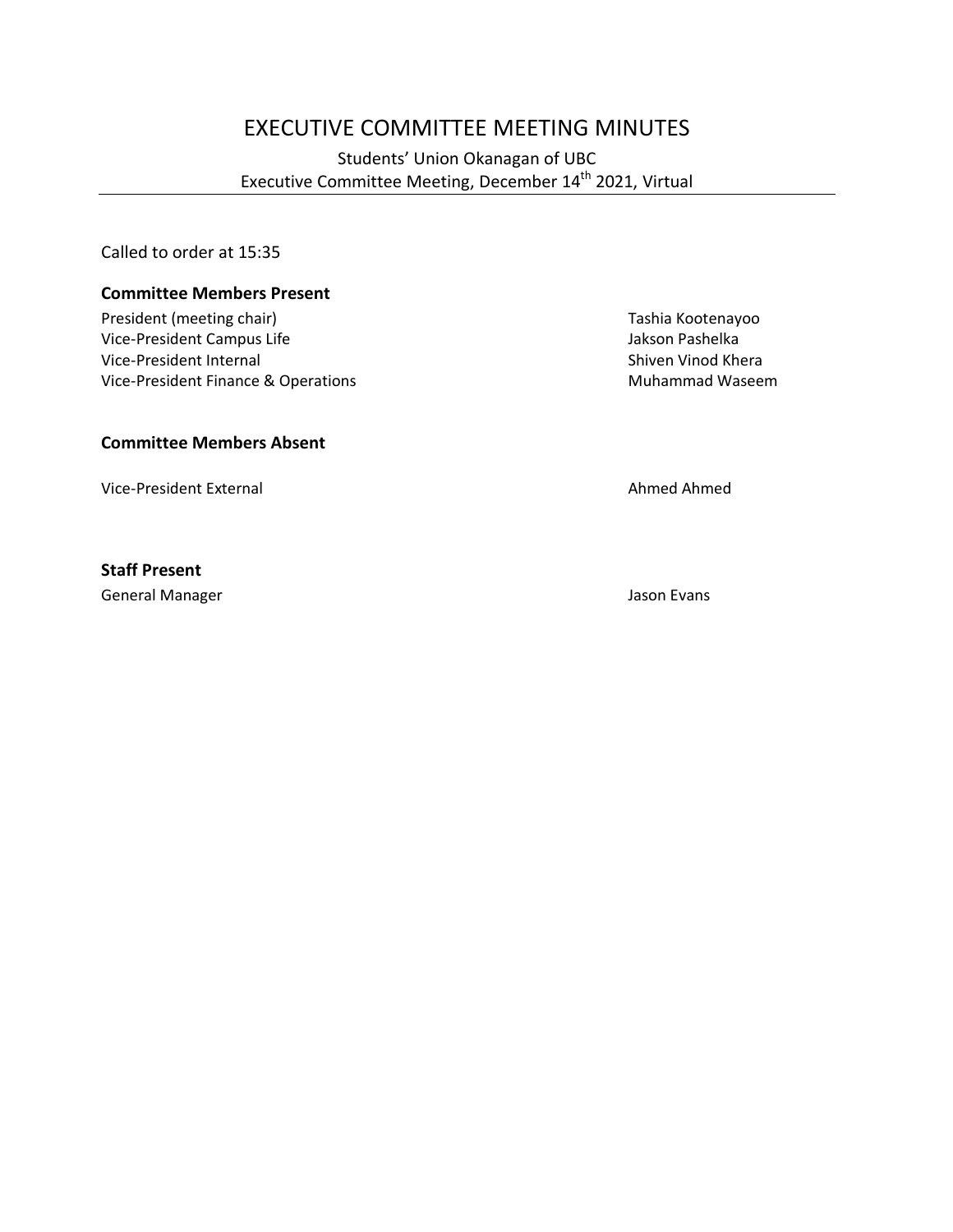# EXECUTIVE COMMITTEE MEETING MINUTES

Students' Union Okanagan of UBC
Executive Committee Meeting, December 14th 2021, Virtual

---

Called to order at 15:35

**Committee Members Present**

| | |
|---|---|
| President (meeting chair) | Tashia Kootenayoo |
| Vice-President Campus Life | Jakson Pashelka |
| Vice-President Internal | Shiven Vinod Khera |
| Vice-President Finance & Operations | Muhammad Waseem |

**Committee Members Absent**

| | |
|---|---|
| Vice-President External | Ahmed Ahmed |

**Staff Present**

| | |
|---|---|
| General Manager | Jason Evans |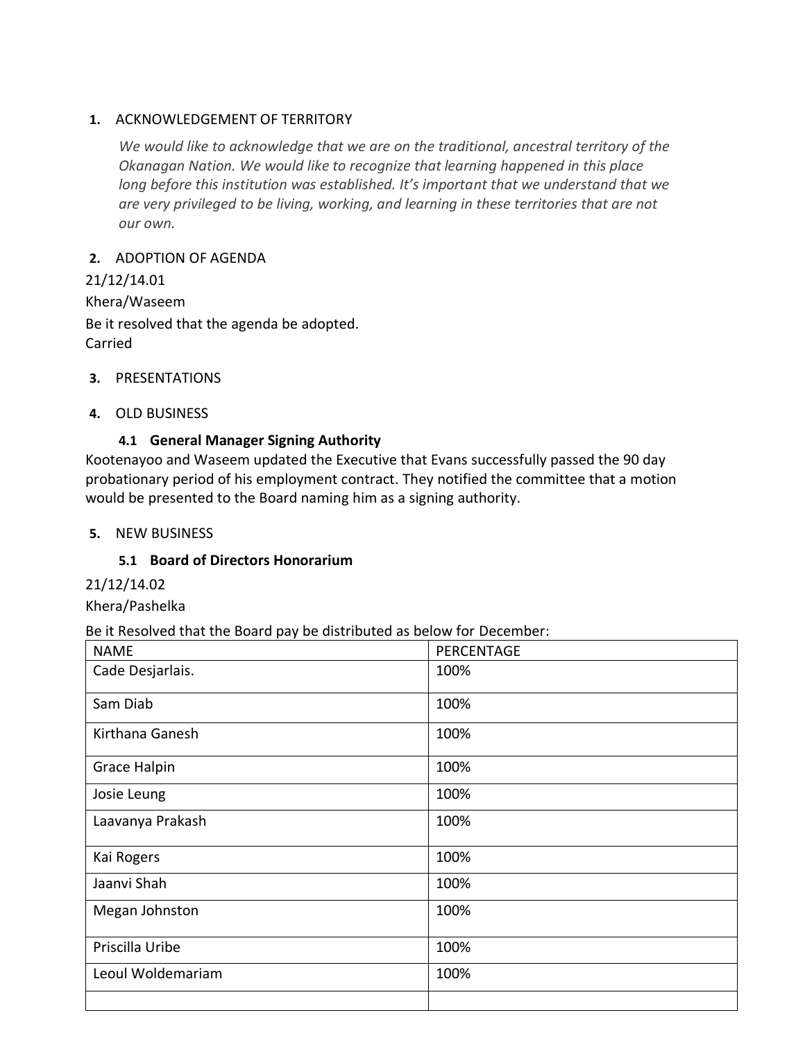1. ACKNOWLEDGEMENT OF TERRITORY

*We would like to acknowledge that we are on the traditional, ancestral territory of the Okanagan Nation. We would like to recognize that learning happened in this place long before this institution was established. It's important that we understand that we are very privileged to be living, working, and learning in these territories that are not our own.*

2. ADOPTION OF AGENDA

21/12/14.01

Khera/Waseem

Be it resolved that the agenda be adopted.
Carried

3. PRESENTATIONS

4. OLD BUSINESS

### 4.1 General Manager Signing Authority

Kootenayoo and Waseem updated the Executive that Evans successfully passed the 90 day probationary period of his employment contract. They notified the committee that a motion would be presented to the Board naming him as a signing authority.

5. NEW BUSINESS

### 5.1 Board of Directors Honorarium

21/12/14.02

Khera/Pashelka

Be it Resolved that the Board pay be distributed as below for December:

| NAME | PERCENTAGE |
|---|---|
| Cade Desjarlais. | 100% |
| Sam Diab | 100% |
| Kirthana Ganesh | 100% |
| Grace Halpin | 100% |
| Josie Leung | 100% |
| Laavanya Prakash | 100% |
| Kai Rogers | 100% |
| Jaanvi Shah | 100% |
| Megan Johnston | 100% |
| Priscilla Uribe | 100% |
| Leoul Woldemariam | 100% |
| | |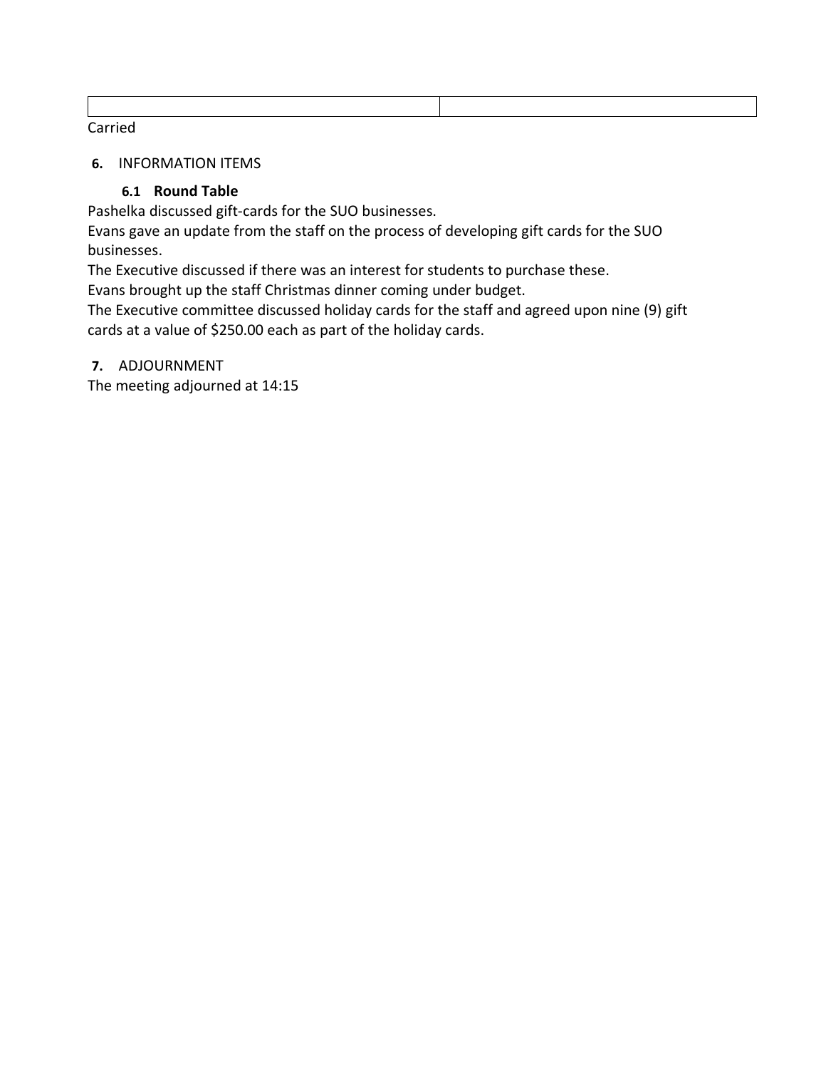| | |
|---|---|

Carried

**6.** INFORMATION ITEMS

**6.1 Round Table**

Pashelka discussed gift-cards for the SUO businesses.
Evans gave an update from the staff on the process of developing gift cards for the SUO businesses.
The Executive discussed if there was an interest for students to purchase these.
Evans brought up the staff Christmas dinner coming under budget.
The Executive committee discussed holiday cards for the staff and agreed upon nine (9) gift cards at a value of $250.00 each as part of the holiday cards.

**7.** ADJOURNMENT

The meeting adjourned at 14:15